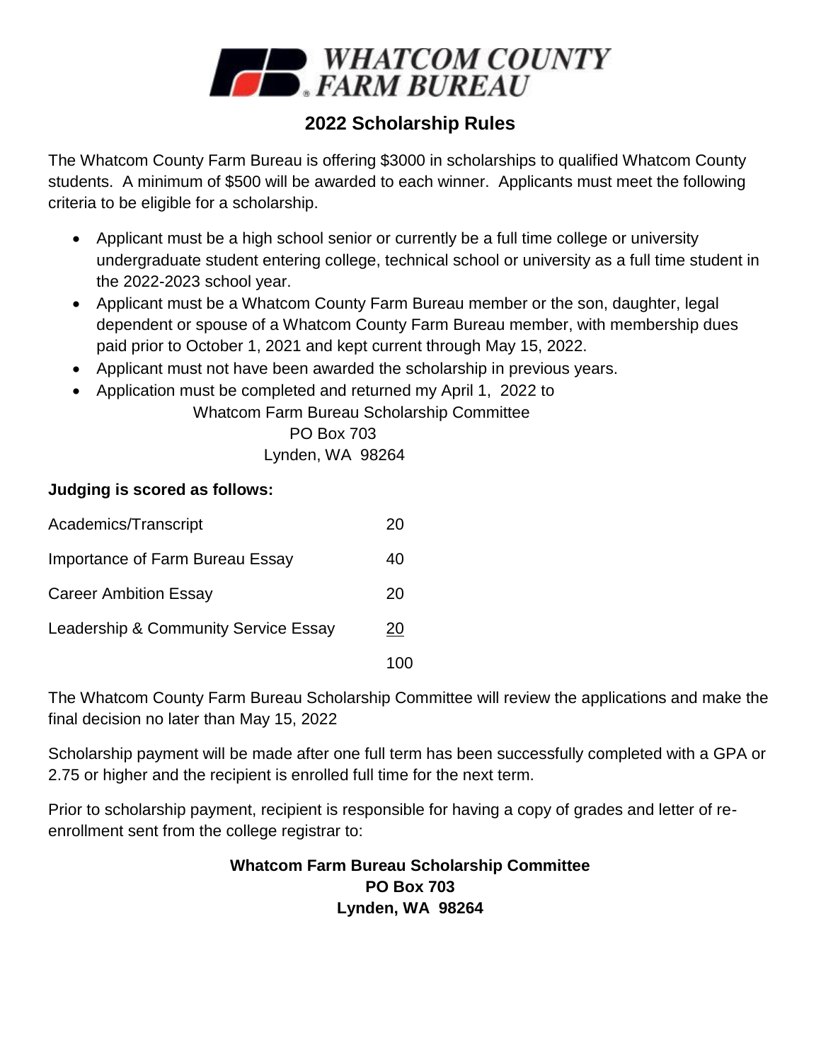# WHATCOM COUNTY FARM BUREAU

## 2022 Scholarship Rules

The Whatcom County Farm Bureau is offering $3000 in scholarships to qualified Whatcom County students. A minimum of $500 will be awarded to each winner. Applicants must meet the following criteria to be eligible for a scholarship.

- Applicant must be a high school senior or currently be a full time college or university undergraduate student entering college, technical school or university as a full time student in the 2022-2023 school year.
- Applicant must be a Whatcom County Farm Bureau member or the son, daughter, legal dependent or spouse of a Whatcom County Farm Bureau member, with membership dues paid prior to October 1, 2021 and kept current through May 15, 2022.
- Applicant must not have been awarded the scholarship in previous years.
- Application must be completed and returned my April 1, 2022 to

  Whatcom Farm Bureau Scholarship Committee
  PO Box 703
  Lynden, WA 98264

**Judging is scored as follows:**

| | |
|---|---|
| Academics/Transcript | 20 |
| Importance of Farm Bureau Essay | 40 |
| Career Ambition Essay | 20 |
| Leadership & Community Service Essay | 20 |
| | 100 |

The Whatcom County Farm Bureau Scholarship Committee will review the applications and make the final decision no later than May 15, 2022

Scholarship payment will be made after one full term has been successfully completed with a GPA or 2.75 or higher and the recipient is enrolled full time for the next term.

Prior to scholarship payment, recipient is responsible for having a copy of grades and letter of re-enrollment sent from the college registrar to:

**Whatcom Farm Bureau Scholarship Committee**
**PO Box 703**
**Lynden, WA 98264**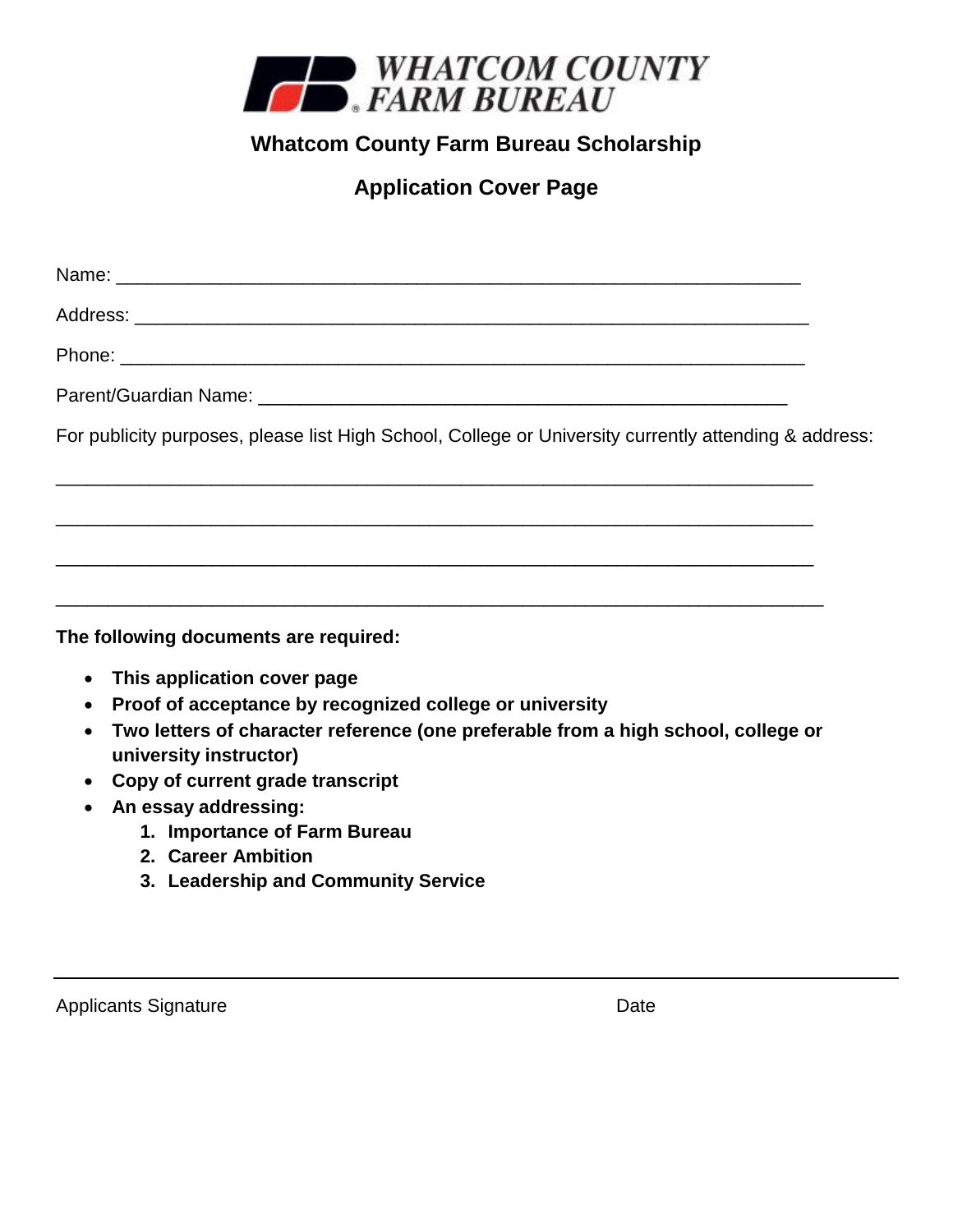WHATCOM COUNTY FARM BUREAU

## Whatcom County Farm Bureau Scholarship

## Application Cover Page

Name: ___________________________________________________________________

Address: _________________________________________________________________

Phone: __________________________________________________________________

Parent/Guardian Name: _____________________________________________________

For publicity purposes, please list High School, College or University currently attending & address:

___________________________________________________________________________

___________________________________________________________________________

___________________________________________________________________________

___________________________________________________________________________

**The following documents are required:**

- **This application cover page**
- **Proof of acceptance by recognized college or university**
- **Two letters of character reference (one preferable from a high school, college or university instructor)**
- **Copy of current grade transcript**
- **An essay addressing:**
  1. **Importance of Farm Bureau**
  2. **Career Ambition**
  3. **Leadership and Community Service**

___________________________________________________________________________

Applicants Signature                                                                                    Date